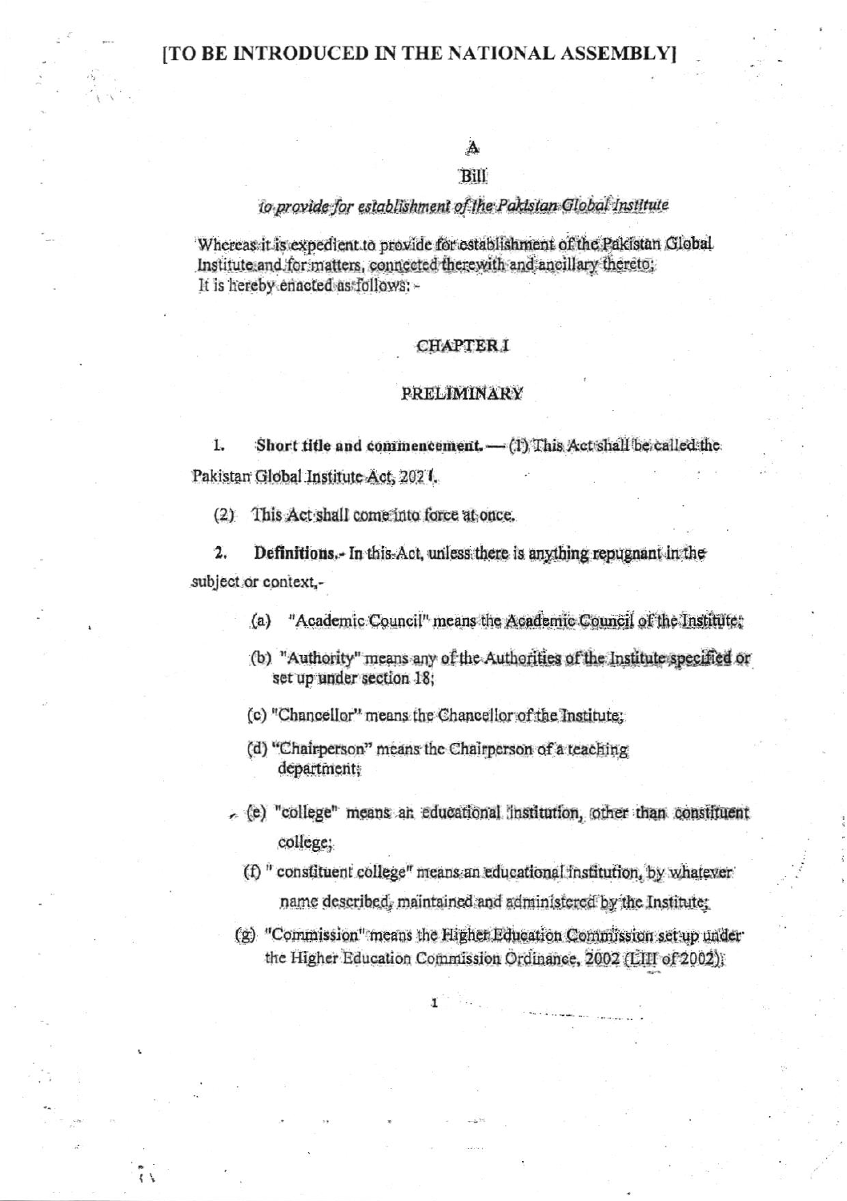[TO BE INTRODUCED IN THE NATIONAL ASSEMBLY]

A

Bill

*to provide for establishment of the Pakistan Global Institute*

Whereas it is expedient to provide for establishment of the Pakistan Global Institute and for matters, connected therewith and ancillary thereto;
It is hereby enacted as follows: -

## CHAPTER I

## PRELIMINARY

1. **Short title and commencement.** — (1) This Act shall be called the Pakistan Global Institute Act, 2021.

(2) This Act shall come into force at once.

2. **Definitions.**- In this Act, unless there is anything repugnant in the subject or context,-

(a) "Academic Council" means the Academic Council of the Institute;

(b) "Authority" means any of the Authorities of the Institute specified or set up under section 18;

(c) "Chancellor" means the Chancellor of the Institute;

(d) "Chairperson" means the Chairperson of a teaching department;

(e) "college" means an educational institution, other than constituent college;

(f) " constituent college" means an educational institution, by whatever name described, maintained and administered by the Institute;

(g) "Commission" means the Higher Education Commission set up under the Higher Education Commission Ordinance, 2002 (LIII of 2002);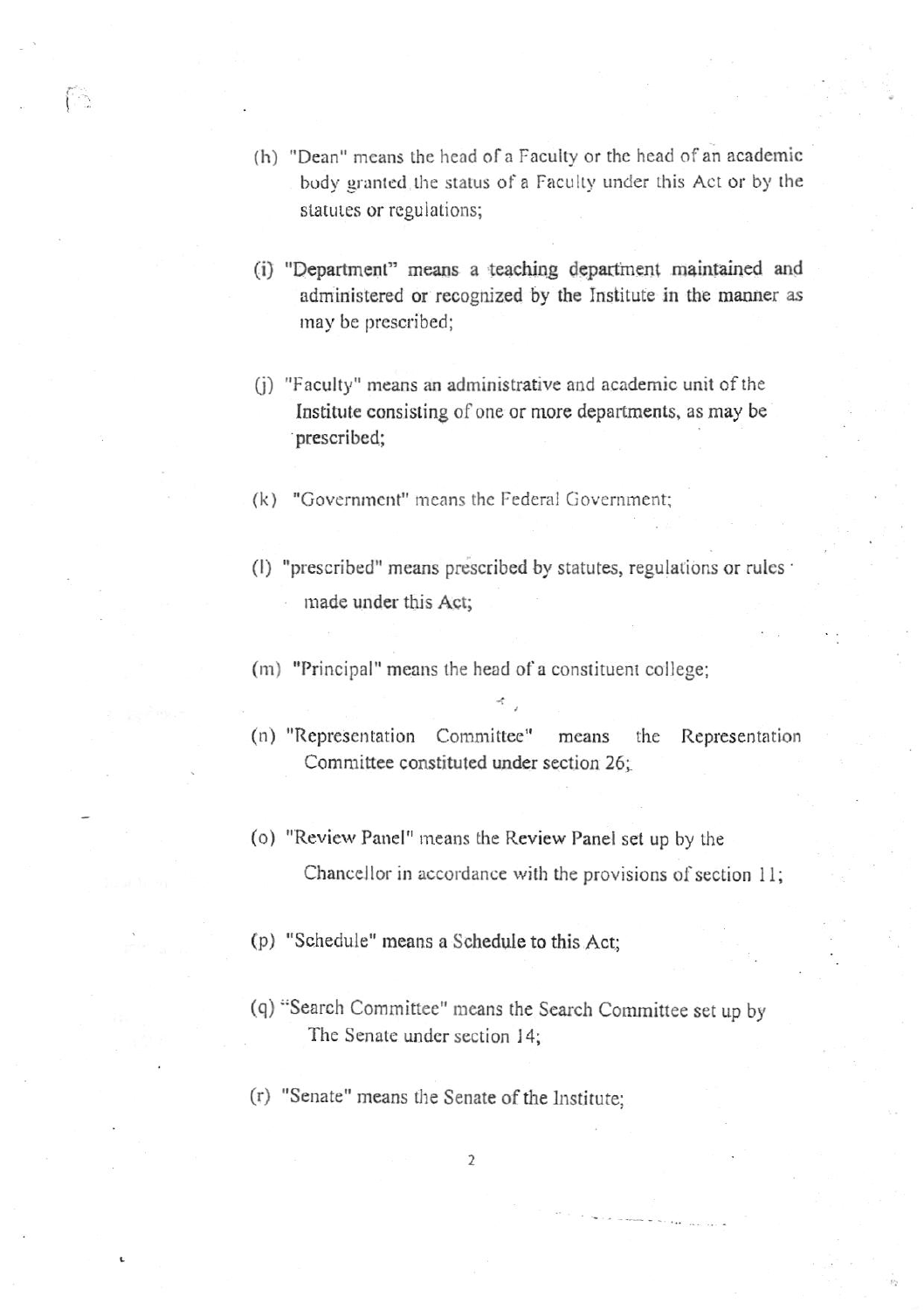(h) "Dean" means the head of a Faculty or the head of an academic body granted the status of a Faculty under this Act or by the statutes or regulations;

(i) "Department" means a teaching department maintained and administered or recognized by the Institute in the manner as may be prescribed;

(j) "Faculty" means an administrative and academic unit of the Institute consisting of one or more departments, as may be prescribed;

(k) "Government" means the Federal Government;

(l) "prescribed" means prescribed by statutes, regulations or rules made under this Act;

(m) "Principal" means the head of a constituent college;

(n) "Representation Committee" means the Representation Committee constituted under section 26;

(o) "Review Panel" means the Review Panel set up by the Chancellor in accordance with the provisions of section 11;

(p) "Schedule" means a Schedule to this Act;

(q) "Search Committee" means the Search Committee set up by The Senate under section 14;

(r) "Senate" means the Senate of the Institute;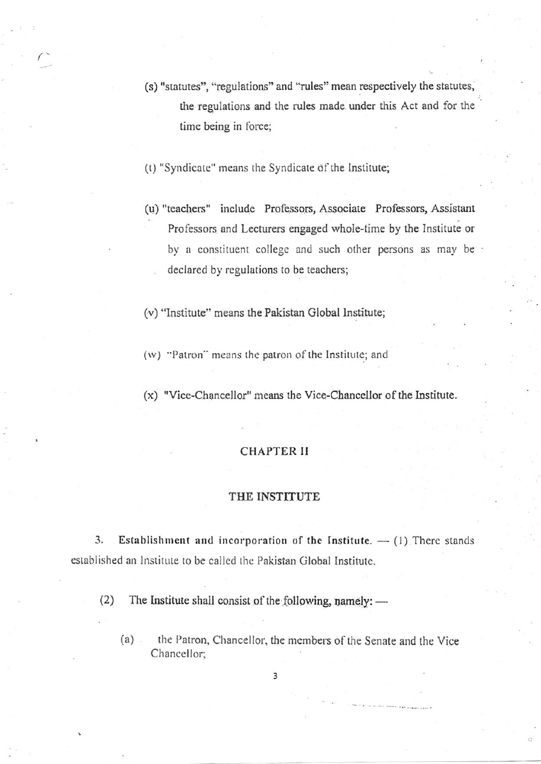(s) "statutes", "regulations" and "rules" mean respectively the statutes, the regulations and the rules made under this Act and for the time being in force;

(t) "Syndicate" means the Syndicate of the Institute;

(u) "teachers" include Professors, Associate Professors, Assistant Professors and Lecturers engaged whole-time by the Institute or by a constituent college and such other persons as may be declared by regulations to be teachers;

(v) "Institute" means the Pakistan Global Institute;

(w) "Patron" means the patron of the Institute; and

(x) "Vice-Chancellor" means the Vice-Chancellor of the Institute.

## CHAPTER II

## THE INSTITUTE

3. **Establishment and incorporation of the Institute.** — (1) There stands established an Institute to be called the Pakistan Global Institute.

(2) The Institute shall consist of the following, namely: —

(a) the Patron, Chancellor, the members of the Senate and the Vice Chancellor;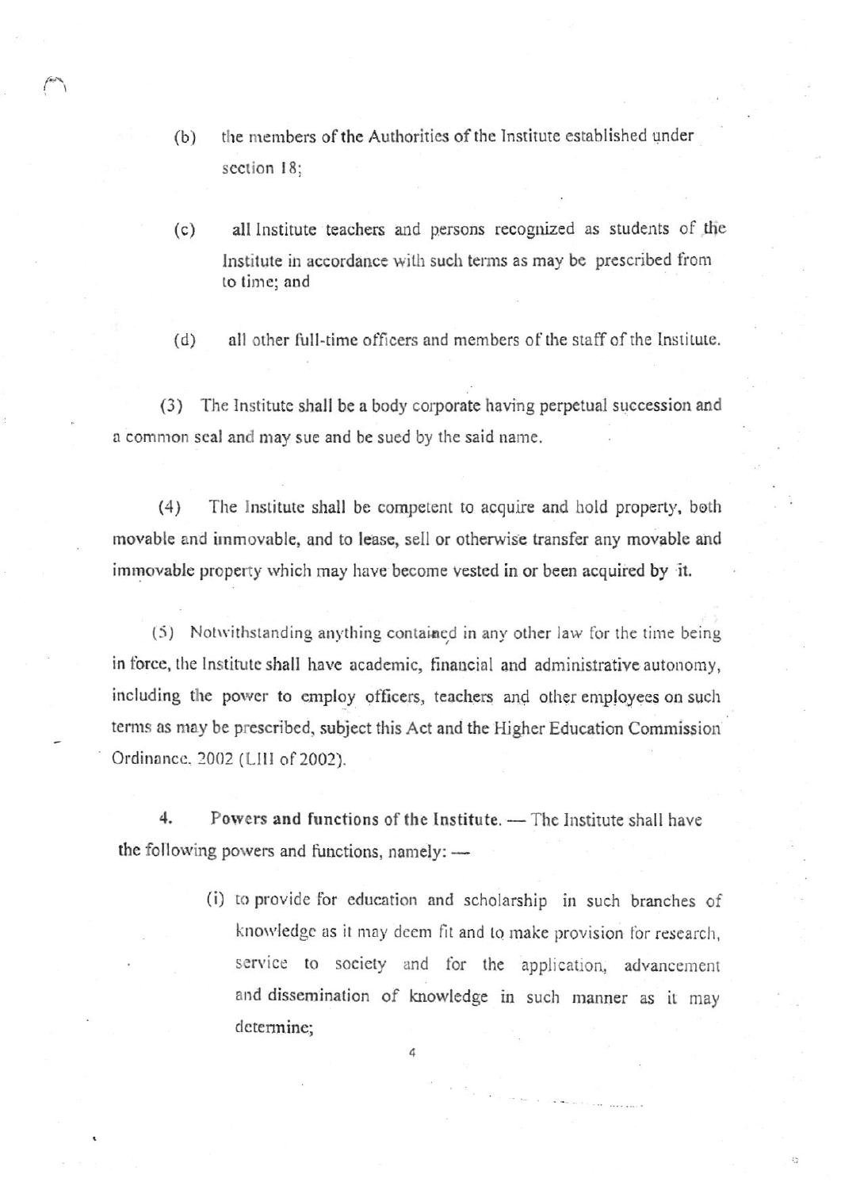(b) the members of the Authorities of the Institute established under section 18;

(c) all Institute teachers and persons recognized as students of the Institute in accordance with such terms as may be prescribed from to time; and

(d) all other full-time officers and members of the staff of the Institute.

(3) The Institute shall be a body corporate having perpetual succession and a common seal and may sue and be sued by the said name.

(4) The Institute shall be competent to acquire and hold property, both movable and immovable, and to lease, sell or otherwise transfer any movable and immovable property which may have become vested in or been acquired by it.

(5) Notwithstanding anything contained in any other law for the time being in force, the Institute shall have academic, financial and administrative autonomy, including the power to employ officers, teachers and other employees on such terms as may be prescribed, subject this Act and the Higher Education Commission Ordinance, 2002 (LIII of 2002).

4. **Powers and functions of the Institute.** — The Institute shall have the following powers and functions, namely: —

(i) to provide for education and scholarship in such branches of knowledge as it may deem fit and to make provision for research, service to society and for the application, advancement and dissemination of knowledge in such manner as it may determine;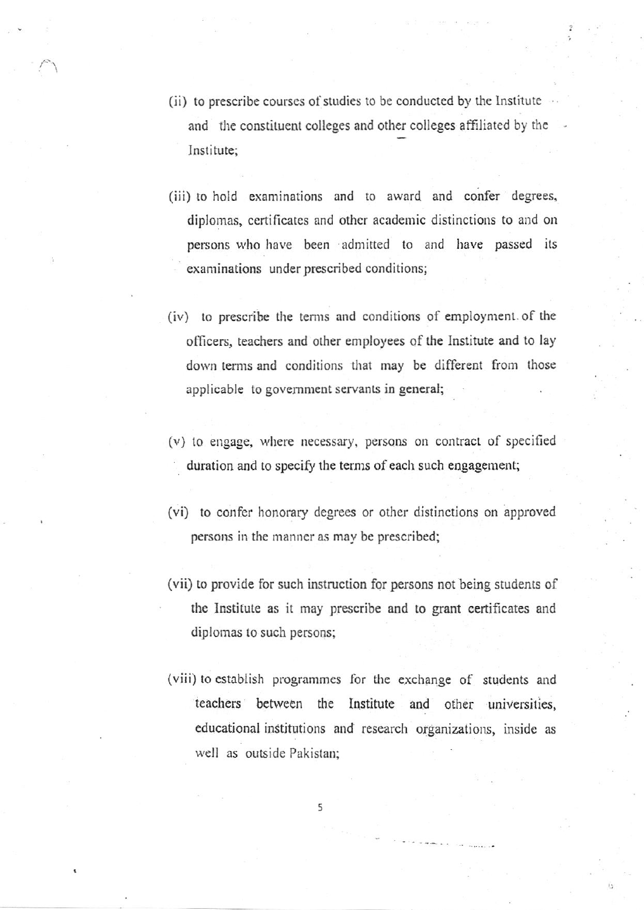(ii) to prescribe courses of studies to be conducted by the Institute and the constituent colleges and other colleges affiliated by the Institute;

(iii) to hold examinations and to award and confer degrees, diplomas, certificates and other academic distinctions to and on persons who have been admitted to and have passed its examinations under prescribed conditions;

(iv) to prescribe the terms and conditions of employment of the officers, teachers and other employees of the Institute and to lay down terms and conditions that may be different from those applicable to government servants in general;

(v) to engage, where necessary, persons on contract of specified duration and to specify the terms of each such engagement;

(vi) to confer honorary degrees or other distinctions on approved persons in the manner as may be prescribed;

(vii) to provide for such instruction for persons not being students of the Institute as it may prescribe and to grant certificates and diplomas to such persons;

(viii) to establish programmes for the exchange of students and teachers between the Institute and other universities, educational institutions and research organizations, inside as well as outside Pakistan;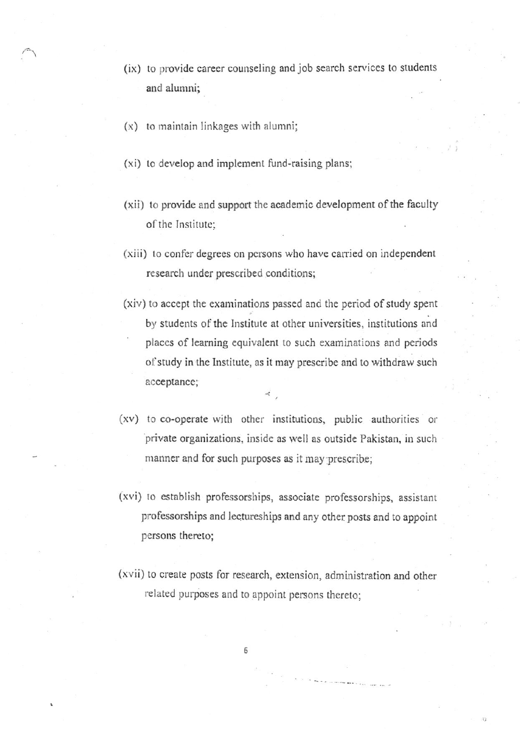(ix) to provide career counseling and job search services to students and alumni;

(x) to maintain linkages with alumni;

(xi) to develop and implement fund-raising plans;

(xii) to provide and support the academic development of the faculty of the Institute;

(xiii) to confer degrees on persons who have carried on independent research under prescribed conditions;

(xiv) to accept the examinations passed and the period of study spent by students of the Institute at other universities, institutions and places of learning equivalent to such examinations and periods of study in the Institute, as it may prescribe and to withdraw such acceptance;

(xv) to co-operate with other institutions, public authorities or private organizations, inside as well as outside Pakistan, in such manner and for such purposes as it may prescribe;

(xvi) to establish professorships, associate professorships, assistant professorships and lectureships and any other posts and to appoint persons thereto;

(xvii) to create posts for research, extension, administration and other related purposes and to appoint persons thereto;